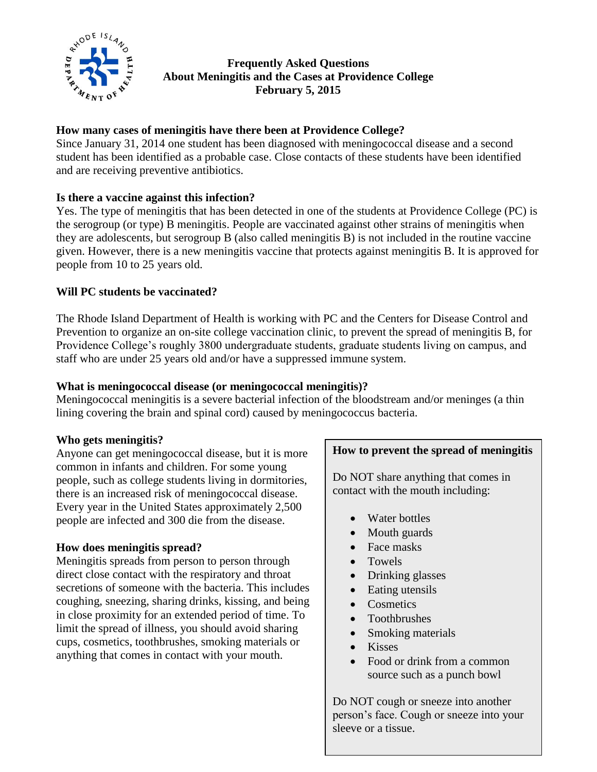# Frequently Asked Questions About Meningitis and the Cases at Providence College

**February 5, 2015**

### How many cases of meningitis have there been at Providence College?

Since January 31, 2014 one student has been diagnosed with meningococcal disease and a second student has been identified as a probable case. Close contacts of these students have been identified and are receiving preventive antibiotics.

### Is there a vaccine against this infection?

Yes. The type of meningitis that has been detected in one of the students at Providence College (PC) is the serogroup (or type) B meningitis. People are vaccinated against other strains of meningitis when they are adolescents, but serogroup B (also called meningitis B) is not included in the routine vaccine given. However, there is a new meningitis vaccine that protects against meningitis B. It is approved for people from 10 to 25 years old.

### Will PC students be vaccinated?

The Rhode Island Department of Health is working with PC and the Centers for Disease Control and Prevention to organize an on-site college vaccination clinic, to prevent the spread of meningitis B, for Providence College's roughly 3800 undergraduate students, graduate students living on campus, and staff who are under 25 years old and/or have a suppressed immune system.

### What is meningococcal disease (or meningococcal meningitis)?

Meningococcal meningitis is a severe bacterial infection of the bloodstream and/or meninges (a thin lining covering the brain and spinal cord) caused by meningococcus bacteria.

### Who gets meningitis?

Anyone can get meningococcal disease, but it is more common in infants and children. For some young people, such as college students living in dormitories, there is an increased risk of meningococcal disease. Every year in the United States approximately 2,500 people are infected and 300 die from the disease.

### How does meningitis spread?

Meningitis spreads from person to person through direct close contact with the respiratory and throat secretions of someone with the bacteria. This includes coughing, sneezing, sharing drinks, kissing, and being in close proximity for an extended period of time. To limit the spread of illness, you should avoid sharing cups, cosmetics, toothbrushes, smoking materials or anything that comes in contact with your mouth.

### How to prevent the spread of meningitis

Do NOT share anything that comes in contact with the mouth including:

- Water bottles
- Mouth guards
- Face masks
- Towels
- Drinking glasses
- Eating utensils
- Cosmetics
- Toothbrushes
- Smoking materials
- Kisses
- Food or drink from a common source such as a punch bowl

Do NOT cough or sneeze into another person's face. Cough or sneeze into your sleeve or a tissue.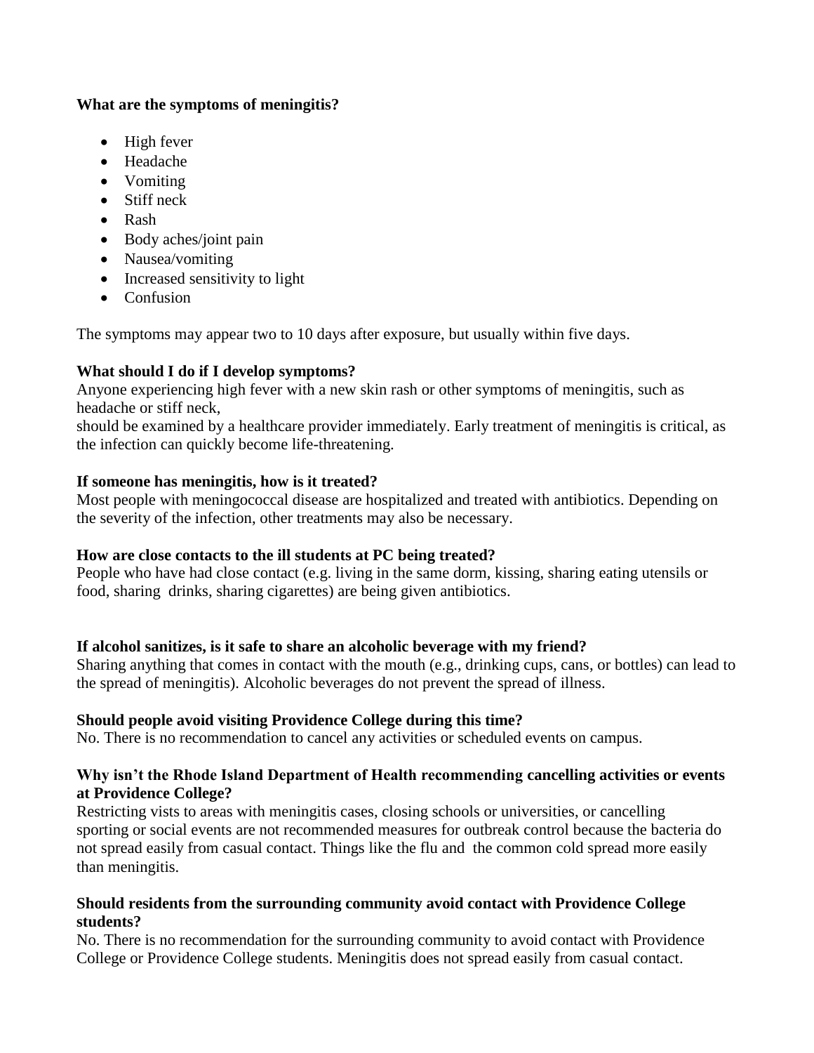**What are the symptoms of meningitis?**

- High fever
- Headache
- Vomiting
- Stiff neck
- Rash
- Body aches/joint pain
- Nausea/vomiting
- Increased sensitivity to light
- Confusion

The symptoms may appear two to 10 days after exposure, but usually within five days.

**What should I do if I develop symptoms?**

Anyone experiencing high fever with a new skin rash or other symptoms of meningitis, such as headache or stiff neck,
should be examined by a healthcare provider immediately. Early treatment of meningitis is critical, as the infection can quickly become life-threatening.

**If someone has meningitis, how is it treated?**

Most people with meningococcal disease are hospitalized and treated with antibiotics. Depending on the severity of the infection, other treatments may also be necessary.

**How are close contacts to the ill students at PC being treated?**

People who have had close contact (e.g. living in the same dorm, kissing, sharing eating utensils or food, sharing drinks, sharing cigarettes) are being given antibiotics.

**If alcohol sanitizes, is it safe to share an alcoholic beverage with my friend?**

Sharing anything that comes in contact with the mouth (e.g., drinking cups, cans, or bottles) can lead to the spread of meningitis). Alcoholic beverages do not prevent the spread of illness.

**Should people avoid visiting Providence College during this time?**

No. There is no recommendation to cancel any activities or scheduled events on campus.

**Why isn't the Rhode Island Department of Health recommending cancelling activities or events at Providence College?**

Restricting vists to areas with meningitis cases, closing schools or universities, or cancelling sporting or social events are not recommended measures for outbreak control because the bacteria do not spread easily from casual contact. Things like the flu and the common cold spread more easily than meningitis.

**Should residents from the surrounding community avoid contact with Providence College students?**

No. There is no recommendation for the surrounding community to avoid contact with Providence College or Providence College students. Meningitis does not spread easily from casual contact.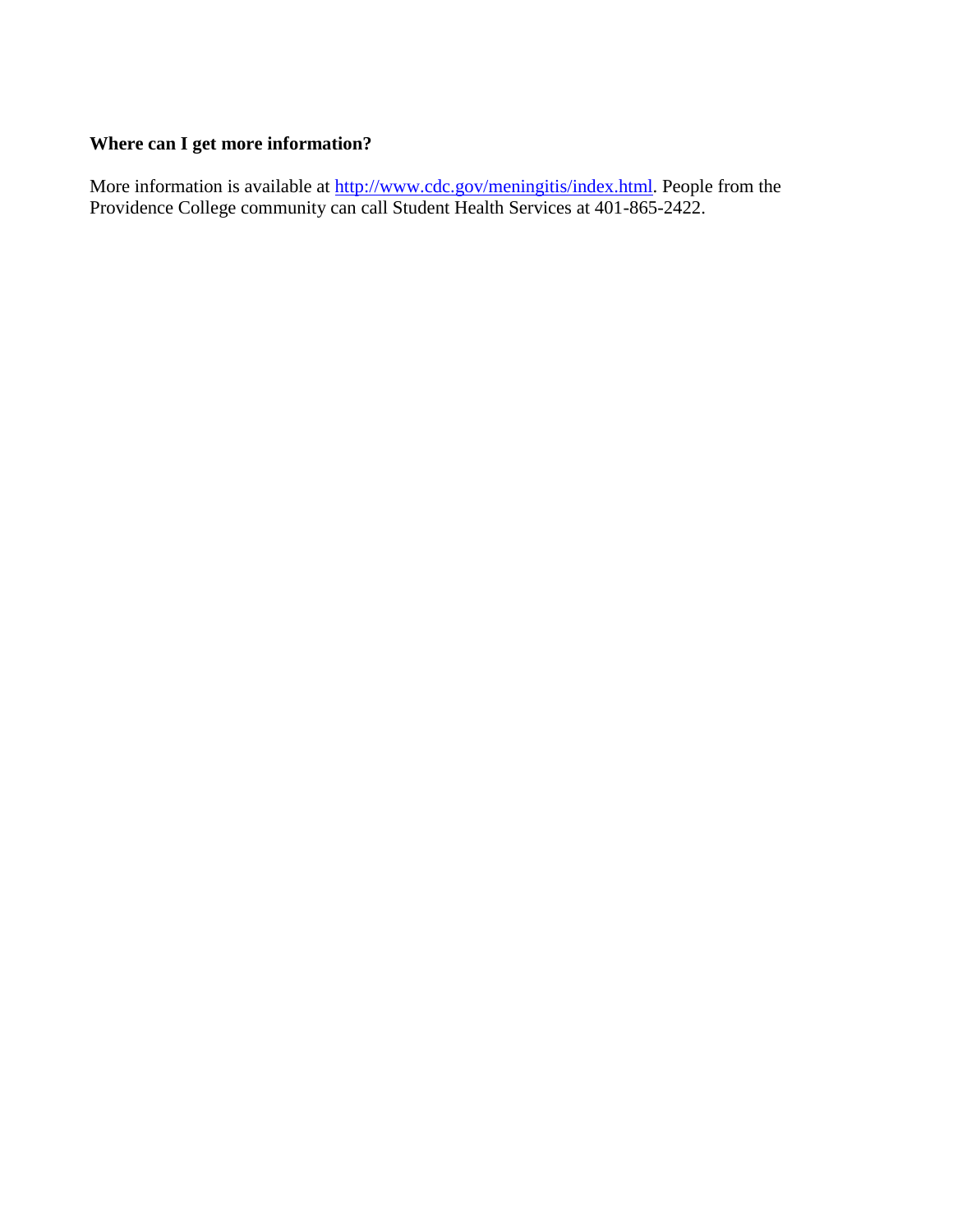**Where can I get more information?**

More information is available at [http://www.cdc.gov/meningitis/index.html](http://www.cdc.gov/meningitis/index.html). People from the Providence College community can call Student Health Services at 401-865-2422.